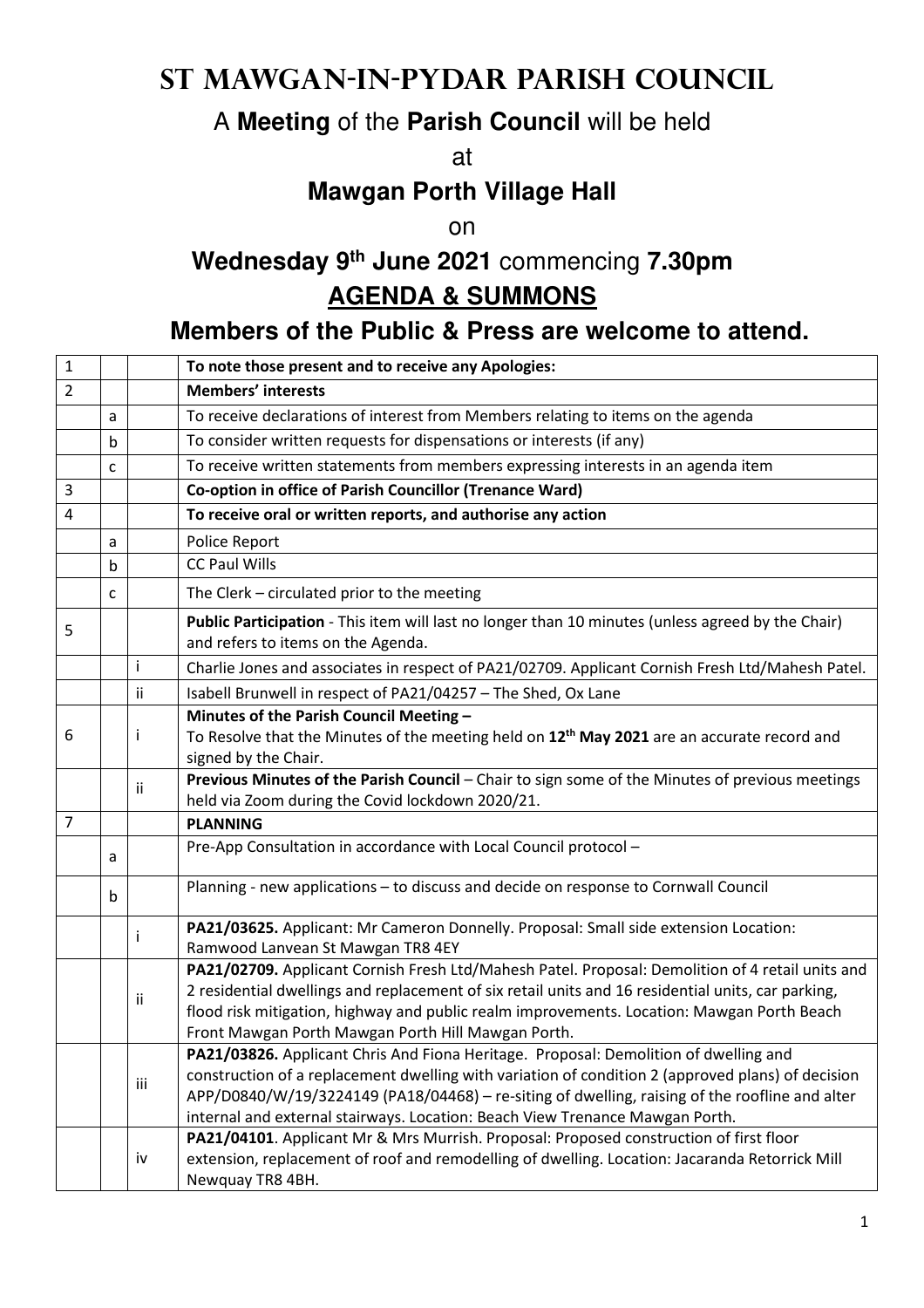# St Mawgan-in-Pydar Parish Council

A **Meeting** of the **Parish Council** will be held

at

**Mawgan Porth Village Hall**

on

**Wednesday 9th June 2021** commencing **7.30pm**

**AGENDA & SUMMONS**

**Members of the Public & Press are welcome to attend.**

| | | | |
|---|---|---|---|
| 1 | | | **To note those present and to receive any Apologies:** |
| 2 | | | **Members' interests** |
| | a | | To receive declarations of interest from Members relating to items on the agenda |
| | b | | To consider written requests for dispensations or interests (if any) |
| | c | | To receive written statements from members expressing interests in an agenda item |
| 3 | | | **Co-option in office of Parish Councillor (Trenance Ward)** |
| 4 | | | **To receive oral or written reports, and authorise any action** |
| | a | | Police Report |
| | b | | CC Paul Wills |
| | c | | The Clerk – circulated prior to the meeting |
| 5 | | | **Public Participation** - This item will last no longer than 10 minutes (unless agreed by the Chair) and refers to items on the Agenda. |
| | | i | Charlie Jones and associates in respect of PA21/02709. Applicant Cornish Fresh Ltd/Mahesh Patel. |
| | | ii | Isabell Brunwell in respect of PA21/04257 – The Shed, Ox Lane |
| 6 | | i | **Minutes of the Parish Council Meeting –** To Resolve that the Minutes of the meeting held on **12th May 2021** are an accurate record and signed by the Chair. |
| | | ii | **Previous Minutes of the Parish Council** – Chair to sign some of the Minutes of previous meetings held via Zoom during the Covid lockdown 2020/21. |
| 7 | | | **PLANNING** |
| | a | | Pre-App Consultation in accordance with Local Council protocol – |
| | b | | Planning - new applications – to discuss and decide on response to Cornwall Council |
| | | i | **PA21/03625.** Applicant: Mr Cameron Donnelly. Proposal: Small side extension Location: Ramwood Lanvean St Mawgan TR8 4EY |
| | | ii | **PA21/02709.** Applicant Cornish Fresh Ltd/Mahesh Patel. Proposal: Demolition of 4 retail units and 2 residential dwellings and replacement of six retail units and 16 residential units, car parking, flood risk mitigation, highway and public realm improvements. Location: Mawgan Porth Beach Front Mawgan Porth Mawgan Porth Hill Mawgan Porth. |
| | | iii | **PA21/03826.** Applicant Chris And Fiona Heritage. Proposal: Demolition of dwelling and construction of a replacement dwelling with variation of condition 2 (approved plans) of decision APP/D0840/W/19/3224149 (PA18/04468) – re-siting of dwelling, raising of the roofline and alter internal and external stairways. Location: Beach View Trenance Mawgan Porth. |
| | | iv | **PA21/04101**. Applicant Mr & Mrs Murrish. Proposal: Proposed construction of first floor extension, replacement of roof and remodelling of dwelling. Location: Jacaranda Retorrick Mill Newquay TR8 4BH. |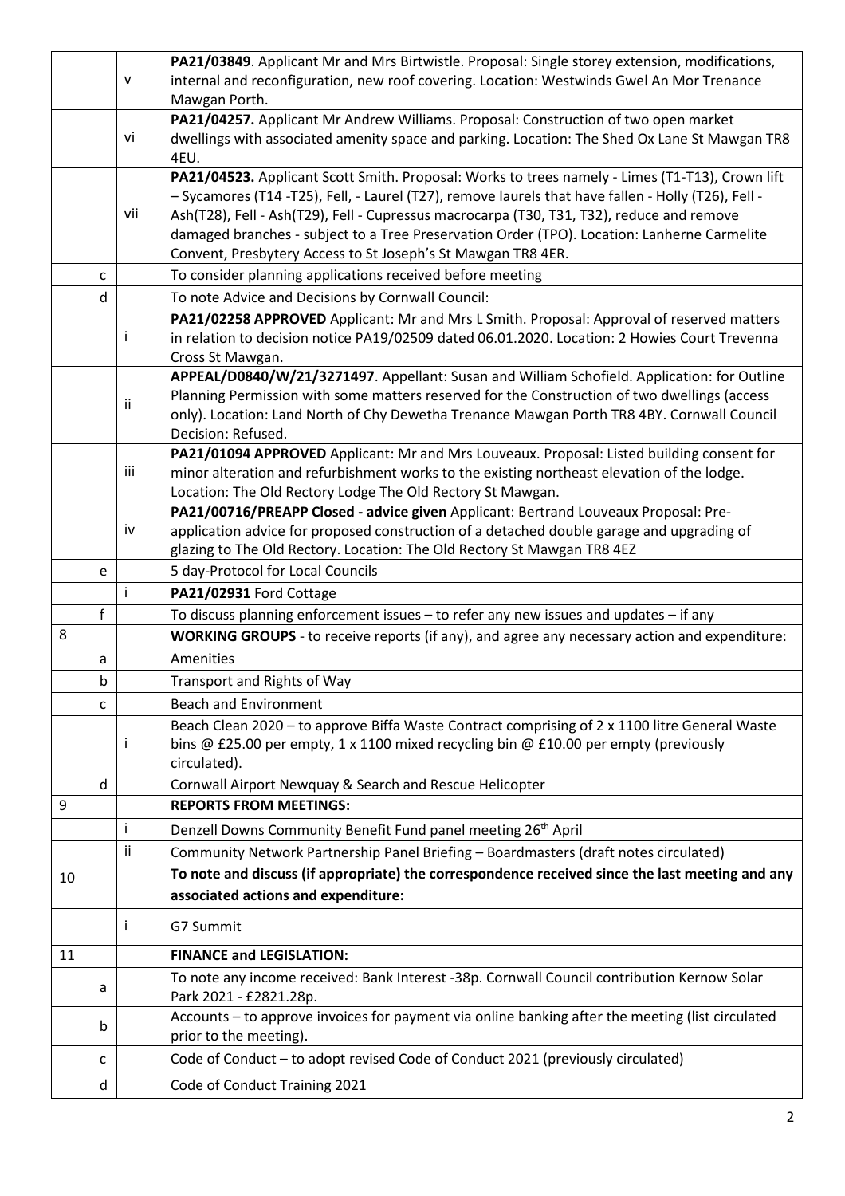| | | | |
|---|---|---|---|
| | | v | **PA21/03849**. Applicant Mr and Mrs Birtwistle. Proposal: Single storey extension, modifications, internal and reconfiguration, new roof covering. Location: Westwinds Gwel An Mor Trenance Mawgan Porth. |
| | | vi | **PA21/04257.** Applicant Mr Andrew Williams. Proposal: Construction of two open market dwellings with associated amenity space and parking. Location: The Shed Ox Lane St Mawgan TR8 4EU. |
| | | vii | **PA21/04523.** Applicant Scott Smith. Proposal: Works to trees namely - Limes (T1-T13), Crown lift – Sycamores (T14 -T25), Fell, - Laurel (T27), remove laurels that have fallen - Holly (T26), Fell - Ash(T28), Fell - Ash(T29), Fell - Cupressus macrocarpa (T30, T31, T32), reduce and remove damaged branches - subject to a Tree Preservation Order (TPO). Location: Lanherne Carmelite Convent, Presbytery Access to St Joseph's St Mawgan TR8 4ER. |
| | c | | To consider planning applications received before meeting |
| | d | | To note Advice and Decisions by Cornwall Council: |
| | | i | **PA21/02258 APPROVED** Applicant: Mr and Mrs L Smith. Proposal: Approval of reserved matters in relation to decision notice PA19/02509 dated 06.01.2020. Location: 2 Howies Court Trevenna Cross St Mawgan. |
| | | ii | **APPEAL/D0840/W/21/3271497**. Appellant: Susan and William Schofield. Application: for Outline Planning Permission with some matters reserved for the Construction of two dwellings (access only). Location: Land North of Chy Dewetha Trenance Mawgan Porth TR8 4BY. Cornwall Council Decision: Refused. |
| | | iii | **PA21/01094 APPROVED** Applicant: Mr and Mrs Louveaux. Proposal: Listed building consent for minor alteration and refurbishment works to the existing northeast elevation of the lodge. Location: The Old Rectory Lodge The Old Rectory St Mawgan. |
| | | iv | **PA21/00716/PREAPP Closed - advice given** Applicant: Bertrand Louveaux Proposal: Pre-application advice for proposed construction of a detached double garage and upgrading of glazing to The Old Rectory. Location: The Old Rectory St Mawgan TR8 4EZ |
| | e | | 5 day-Protocol for Local Councils |
| | | i | **PA21/02931** Ford Cottage |
| | f | | To discuss planning enforcement issues – to refer any new issues and updates – if any |
| 8 | | | **WORKING GROUPS** - to receive reports (if any), and agree any necessary action and expenditure: |
| | a | | Amenities |
| | b | | Transport and Rights of Way |
| | c | | Beach and Environment |
| | | i | Beach Clean 2020 – to approve Biffa Waste Contract comprising of 2 x 1100 litre General Waste bins @ £25.00 per empty, 1 x 1100 mixed recycling bin @ £10.00 per empty (previously circulated). |
| | d | | Cornwall Airport Newquay & Search and Rescue Helicopter |
| 9 | | | **REPORTS FROM MEETINGS:** |
| | | i | Denzell Downs Community Benefit Fund panel meeting 26th April |
| | | ii | Community Network Partnership Panel Briefing – Boardmasters (draft notes circulated) |
| 10 | | | **To note and discuss (if appropriate) the correspondence received since the last meeting and any associated actions and expenditure:** |
| | | i | G7 Summit |
| 11 | | | **FINANCE and LEGISLATION:** |
| | a | | To note any income received: Bank Interest -38p. Cornwall Council contribution Kernow Solar Park 2021 - £2821.28p. |
| | b | | Accounts – to approve invoices for payment via online banking after the meeting (list circulated prior to the meeting). |
| | c | | Code of Conduct – to adopt revised Code of Conduct 2021 (previously circulated) |
| | d | | Code of Conduct Training 2021 |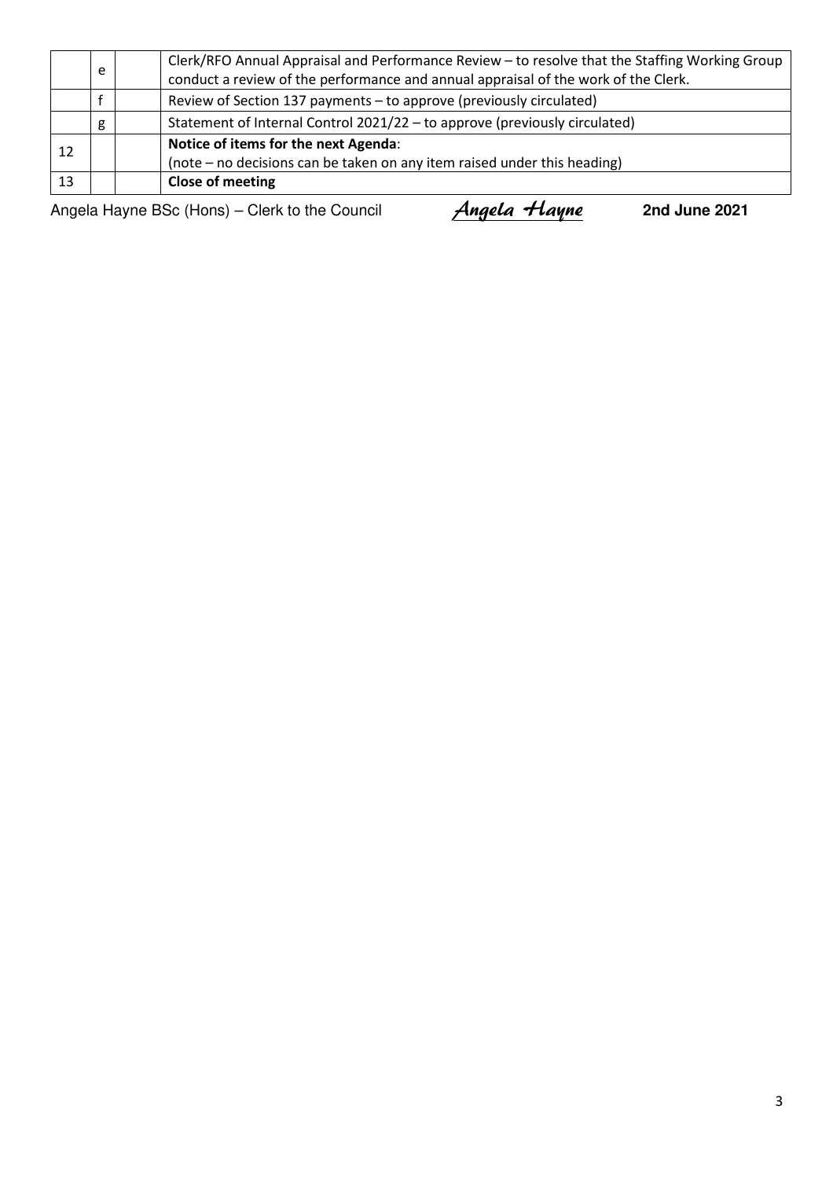| | | | |
|---|---|---|---|
| | e | | Clerk/RFO Annual Appraisal and Performance Review – to resolve that the Staffing Working Group conduct a review of the performance and annual appraisal of the work of the Clerk. |
| | f | | Review of Section 137 payments – to approve (previously circulated) |
| | g | | Statement of Internal Control 2021/22 – to approve (previously circulated) |
| 12 | | | **Notice of items for the next Agenda**:<br>(note – no decisions can be taken on any item raised under this heading) |
| 13 | | | **Close of meeting** |

Angela Hayne BSc (Hons) – Clerk to the Council *Angela Hayne* **2nd June 2021**